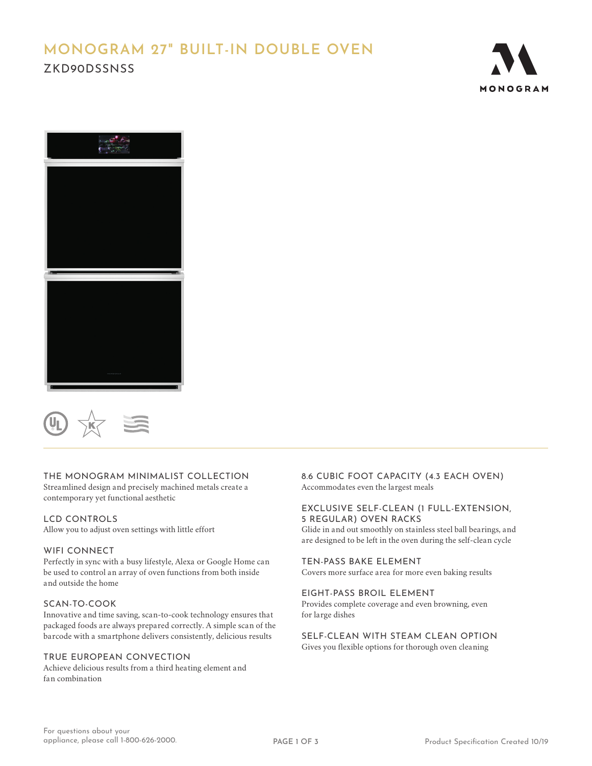# MONOGRAM 27" BUILT-IN DOUBLE OVEN

ZKD90DSSNSS

MONOGRAM

### THE MONOGRAM MINIMALIST COLLECTION

Streamlined design and precisely machined metals create a contemporary yet functional aesthetic

### LCD CONTROLS

Allow you to adjust oven settings with little effort

### WIFI CONNECT

Perfectly in sync with a busy lifestyle, Alexa or Google Home can be used to control an array of oven functions from both inside and outside the home

### SCAN-TO-COOK

Innovative and time saving, scan-to-cook technology ensures that packaged foods are always prepared correctly. A simple scan of the barcode with a smartphone delivers consistently, delicious results

### TRUE EUROPEAN CONVECTION

Achieve delicious results from a third heating element and fan combination

### 8.6 CUBIC FOOT CAPACITY (4.3 EACH OVEN)

Accommodates even the largest meals

### EXCLUSIVE SELF-CLEAN (1 FULL-EXTENSION, 5 REGULAR) OVEN RACKS

Glide in and out smoothly on stainless steel ball bearings, and are designed to be left in the oven during the self-clean cycle

### TEN-PASS BAKE ELEMENT

Covers more surface area for more even baking results

### EIGHT-PASS BROIL ELEMENT

Provides complete coverage and even browning, even for large dishes

### SELF-CLEAN WITH STEAM CLEAN OPTION

Gives you flexible options for thorough oven cleaning

For questions about your appliance, please call 1-800-626-2000.

Product Specification Created 10/19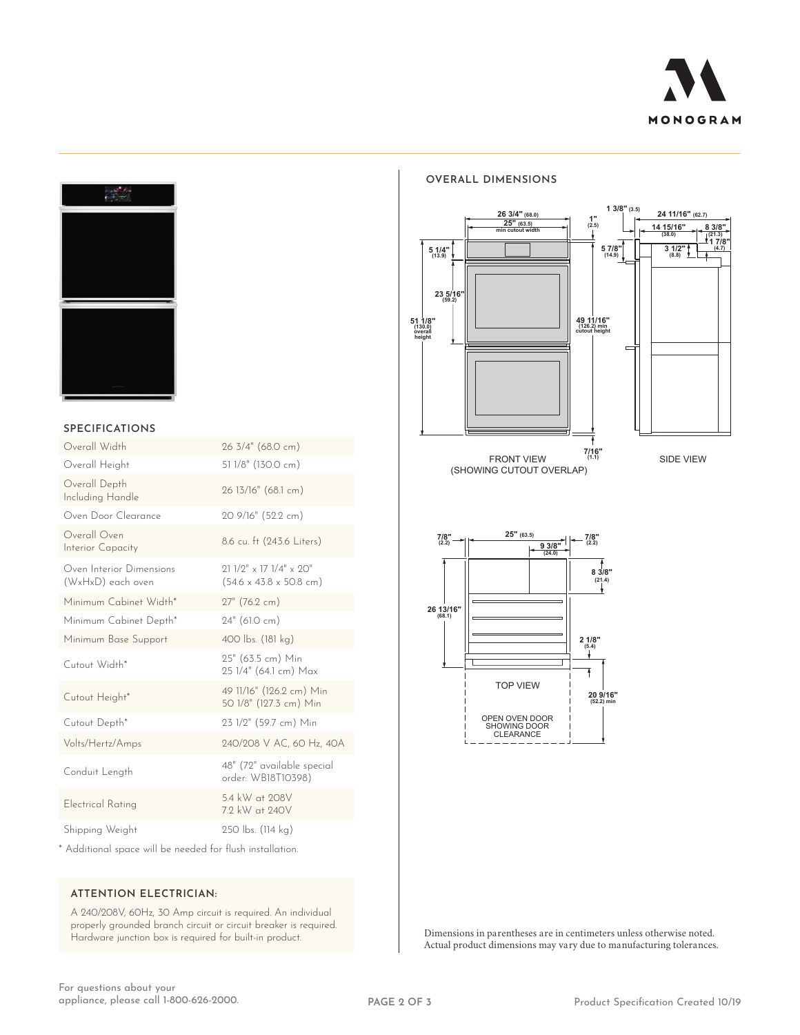## SPECIFICATIONS

| | |
|---|---|
| Overall Width | 26 3/4" (68.0 cm) |
| Overall Height | 51 1/8" (130.0 cm) |
| Overall Depth Including Handle | 26 13/16" (68.1 cm) |
| Oven Door Clearance | 20 9/16" (52.2 cm) |
| Overall Oven Interior Capacity | 8.6 cu. ft (243.6 Liters) |
| Oven Interior Dimensions (WxHxD) each oven | 21 1/2" x 17 1/4" x 20" (54.6 x 43.8 x 50.8 cm) |
| Minimum Cabinet Width* | 27" (76.2 cm) |
| Minimum Cabinet Depth* | 24" (61.0 cm) |
| Minimum Base Support | 400 lbs. (181 kg) |
| Cutout Width* | 25" (63.5 cm) Min 25 1/4" (64.1 cm) Max |
| Cutout Height* | 49 11/16" (126.2 cm) Min 50 1/8" (127.3 cm) Min |
| Cutout Depth* | 23 1/2" (59.7 cm) Min |
| Volts/Hertz/Amps | 240/208 V AC, 60 Hz, 40A |
| Conduit Length | 48" (72" available special order: WB18T10398) |
| Electrical Rating | 5.4 kW at 208V 7.2 kW at 240V |
| Shipping Weight | 250 lbs. (114 kg) |

* Additional space will be needed for flush installation.

### ATTENTION ELECTRICIAN:

A 240/208V, 60Hz, 30 Amp circuit is required. An individual properly grounded branch circuit or circuit breaker is required. Hardware junction box is required for built-in product.

## OVERALL DIMENSIONS

FRONT VIEW (SHOWING CUTOUT OVERLAP)

SIDE VIEW

TOP VIEW

OPEN OVEN DOOR SHOWING DOOR CLEARANCE

Dimensions in parentheses are in centimeters unless otherwise noted.
Actual product dimensions may vary due to manufacturing tolerances.

For questions about your appliance, please call 1-800-626-2000.

Product Specification Created 10/19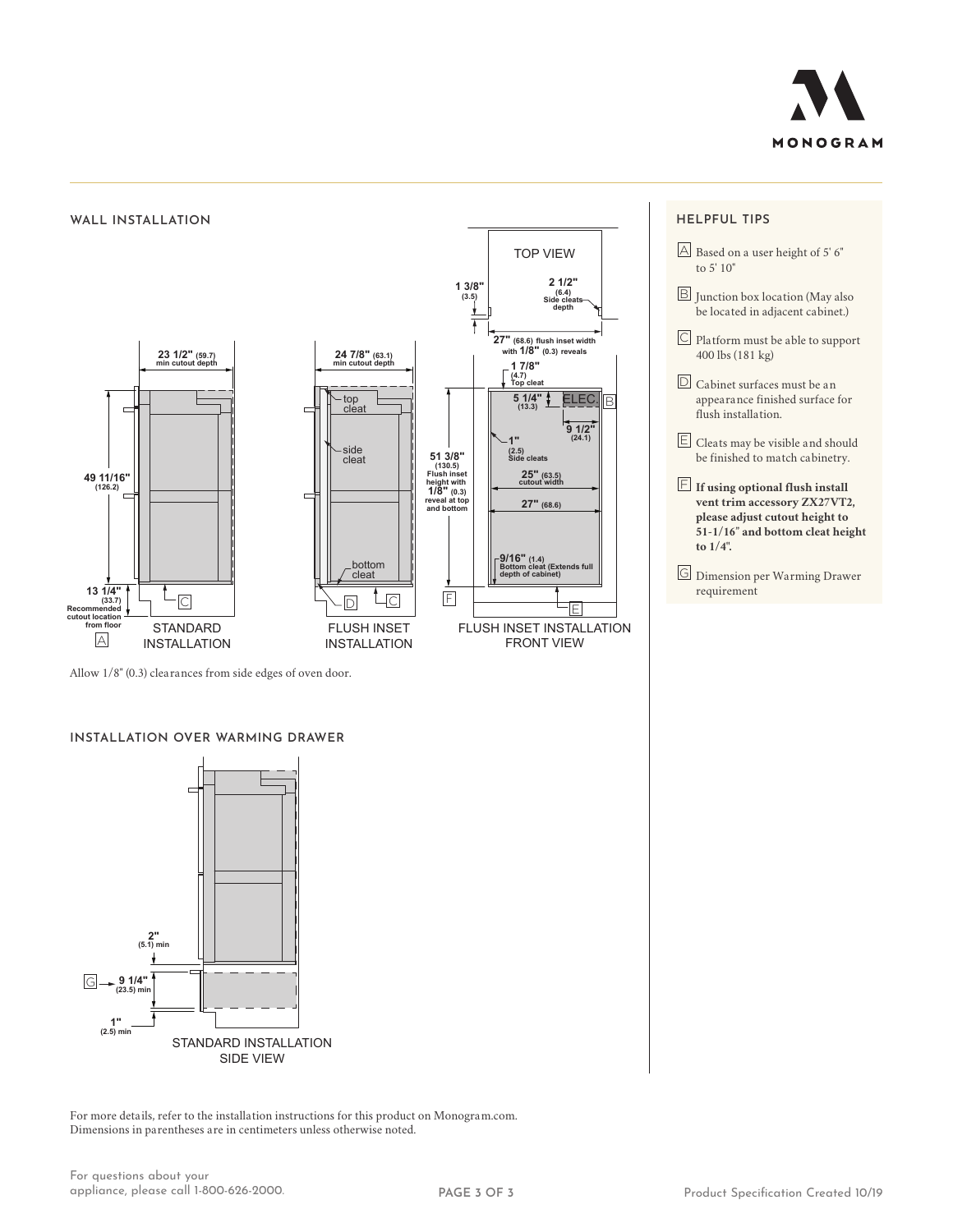## WALL INSTALLATION

TOP VIEW

1 3/8" (3.5)

2 1/2" (6.4) Side cleats depth

27" (68.6) flush inset width with 1/8" (0.3) reveals

23 1/2" (59.7) min cutout depth

24 7/8" (63.1) min cutout depth

1 7/8" (4.7) Top cleat

5 1/4" (13.3)

ELEC. B

9 1/2" (24.1)

top cleat

side cleat

1" (2.5) Side cleats

51 3/8" (130.5) Flush inset height with 1/8" (0.3) reveal at top and bottom

25" (63.5) cutout width

27" (68.6)

49 11/16" (126.2)

9/16" (1.4) Bottom cleat (Extends full depth of cabinet)

bottom cleat

13 1/4" (33.7) Recommended cutout location from floor

C D C F E

A STANDARD INSTALLATION

FLUSH INSET INSTALLATION

FLUSH INSET INSTALLATION FRONT VIEW

Allow 1/8" (0.3) clearances from side edges of oven door.

## INSTALLATION OVER WARMING DRAWER

2" (5.1) min

G → 9 1/4" (23.5) min

1" (2.5) min

STANDARD INSTALLATION SIDE VIEW

For more details, refer to the installation instructions for this product on Monogram.com.
Dimensions in parentheses are in centimeters unless otherwise noted.

## HELPFUL TIPS

- A Based on a user height of 5' 6" to 5' 10"
- B Junction box location (May also be located in adjacent cabinet.)
- C Platform must be able to support 400 lbs (181 kg)
- D Cabinet surfaces must be an appearance finished surface for flush installation.
- E Cleats may be visible and should be finished to match cabinetry.
- F **If using optional flush install vent trim accessory ZX27VT2, please adjust cutout height to 51-1/16" and bottom cleat height to 1/4".**
- G Dimension per Warming Drawer requirement

For questions about your appliance, please call 1-800-626-2000.

Product Specification Created 10/19